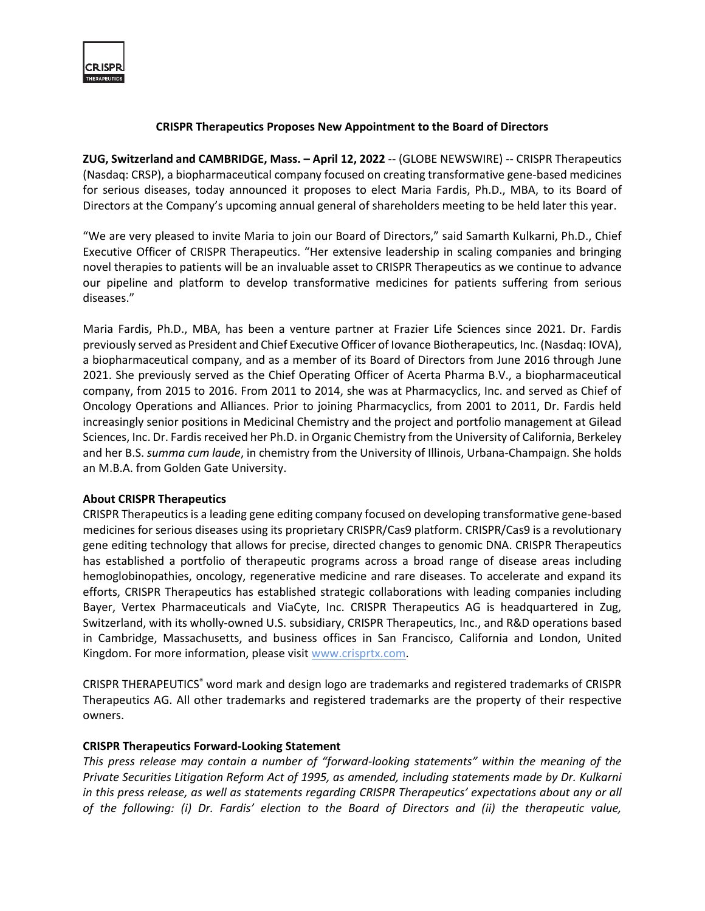# CRISPR Therapeutics Proposes New Appointment to the Board of Directors

**ZUG, Switzerland and CAMBRIDGE, Mass. – April 12, 2022** -- (GLOBE NEWSWIRE) -- CRISPR Therapeutics (Nasdaq: CRSP), a biopharmaceutical company focused on creating transformative gene-based medicines for serious diseases, today announced it proposes to elect Maria Fardis, Ph.D., MBA, to its Board of Directors at the Company's upcoming annual general of shareholders meeting to be held later this year.

"We are very pleased to invite Maria to join our Board of Directors," said Samarth Kulkarni, Ph.D., Chief Executive Officer of CRISPR Therapeutics. "Her extensive leadership in scaling companies and bringing novel therapies to patients will be an invaluable asset to CRISPR Therapeutics as we continue to advance our pipeline and platform to develop transformative medicines for patients suffering from serious diseases."

Maria Fardis, Ph.D., MBA, has been a venture partner at Frazier Life Sciences since 2021. Dr. Fardis previously served as President and Chief Executive Officer of Iovance Biotherapeutics, Inc. (Nasdaq: IOVA), a biopharmaceutical company, and as a member of its Board of Directors from June 2016 through June 2021. She previously served as the Chief Operating Officer of Acerta Pharma B.V., a biopharmaceutical company, from 2015 to 2016. From 2011 to 2014, she was at Pharmacyclics, Inc. and served as Chief of Oncology Operations and Alliances. Prior to joining Pharmacyclics, from 2001 to 2011, Dr. Fardis held increasingly senior positions in Medicinal Chemistry and the project and portfolio management at Gilead Sciences, Inc. Dr. Fardis received her Ph.D. in Organic Chemistry from the University of California, Berkeley and her B.S. *summa cum laude*, in chemistry from the University of Illinois, Urbana-Champaign. She holds an M.B.A. from Golden Gate University.

**About CRISPR Therapeutics**

CRISPR Therapeutics is a leading gene editing company focused on developing transformative gene-based medicines for serious diseases using its proprietary CRISPR/Cas9 platform. CRISPR/Cas9 is a revolutionary gene editing technology that allows for precise, directed changes to genomic DNA. CRISPR Therapeutics has established a portfolio of therapeutic programs across a broad range of disease areas including hemoglobinopathies, oncology, regenerative medicine and rare diseases. To accelerate and expand its efforts, CRISPR Therapeutics has established strategic collaborations with leading companies including Bayer, Vertex Pharmaceuticals and ViaCyte, Inc. CRISPR Therapeutics AG is headquartered in Zug, Switzerland, with its wholly-owned U.S. subsidiary, CRISPR Therapeutics, Inc., and R&D operations based in Cambridge, Massachusetts, and business offices in San Francisco, California and London, United Kingdom. For more information, please visit www.crisprtx.com.

CRISPR THERAPEUTICS® word mark and design logo are trademarks and registered trademarks of CRISPR Therapeutics AG. All other trademarks and registered trademarks are the property of their respective owners.

**CRISPR Therapeutics Forward-Looking Statement**

*This press release may contain a number of "forward-looking statements" within the meaning of the Private Securities Litigation Reform Act of 1995, as amended, including statements made by Dr. Kulkarni in this press release, as well as statements regarding CRISPR Therapeutics' expectations about any or all of the following: (i) Dr. Fardis' election to the Board of Directors and (ii) the therapeutic value,*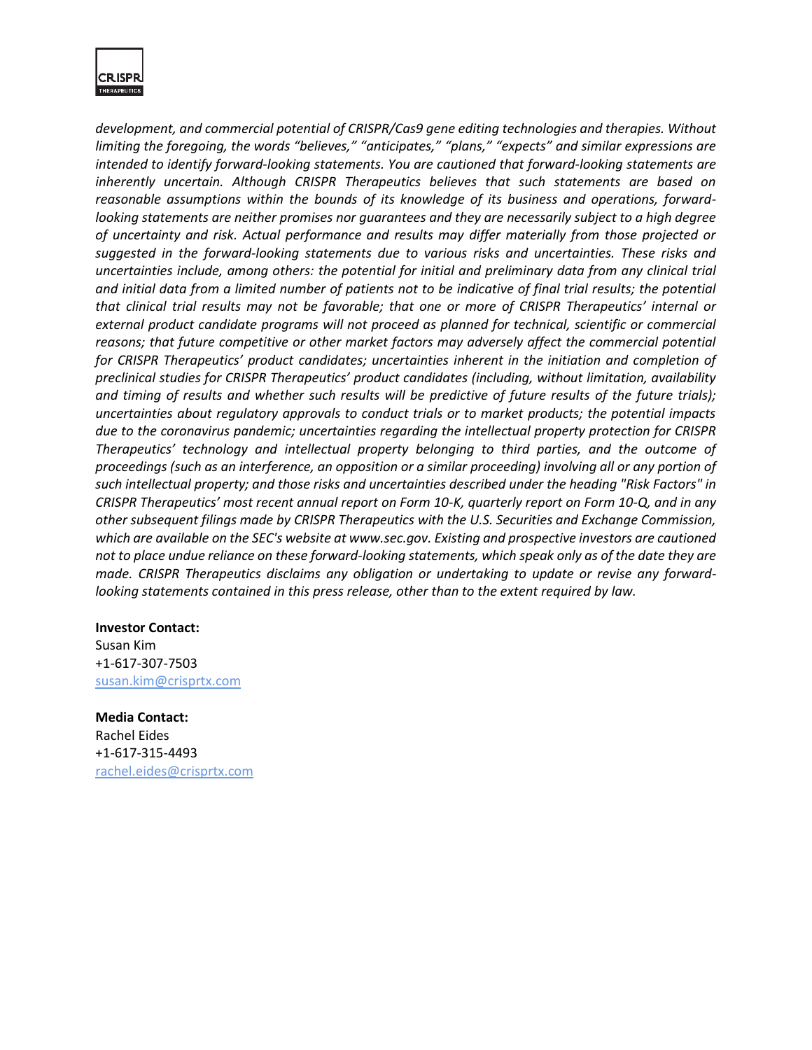*development, and commercial potential of CRISPR/Cas9 gene editing technologies and therapies. Without limiting the foregoing, the words "believes," "anticipates," "plans," "expects" and similar expressions are intended to identify forward-looking statements. You are cautioned that forward-looking statements are inherently uncertain. Although CRISPR Therapeutics believes that such statements are based on reasonable assumptions within the bounds of its knowledge of its business and operations, forward-looking statements are neither promises nor guarantees and they are necessarily subject to a high degree of uncertainty and risk. Actual performance and results may differ materially from those projected or suggested in the forward-looking statements due to various risks and uncertainties. These risks and uncertainties include, among others: the potential for initial and preliminary data from any clinical trial and initial data from a limited number of patients not to be indicative of final trial results; the potential that clinical trial results may not be favorable; that one or more of CRISPR Therapeutics' internal or external product candidate programs will not proceed as planned for technical, scientific or commercial reasons; that future competitive or other market factors may adversely affect the commercial potential for CRISPR Therapeutics' product candidates; uncertainties inherent in the initiation and completion of preclinical studies for CRISPR Therapeutics' product candidates (including, without limitation, availability and timing of results and whether such results will be predictive of future results of the future trials); uncertainties about regulatory approvals to conduct trials or to market products; the potential impacts due to the coronavirus pandemic; uncertainties regarding the intellectual property protection for CRISPR Therapeutics' technology and intellectual property belonging to third parties, and the outcome of proceedings (such as an interference, an opposition or a similar proceeding) involving all or any portion of such intellectual property; and those risks and uncertainties described under the heading "Risk Factors" in CRISPR Therapeutics' most recent annual report on Form 10-K, quarterly report on Form 10-Q, and in any other subsequent filings made by CRISPR Therapeutics with the U.S. Securities and Exchange Commission, which are available on the SEC's website at www.sec.gov. Existing and prospective investors are cautioned not to place undue reliance on these forward-looking statements, which speak only as of the date they are made. CRISPR Therapeutics disclaims any obligation or undertaking to update or revise any forward-looking statements contained in this press release, other than to the extent required by law.*

**Investor Contact:**
Susan Kim
+1-617-307-7503
susan.kim@crisprtx.com

**Media Contact:**
Rachel Eides
+1-617-315-4493
rachel.eides@crisprtx.com